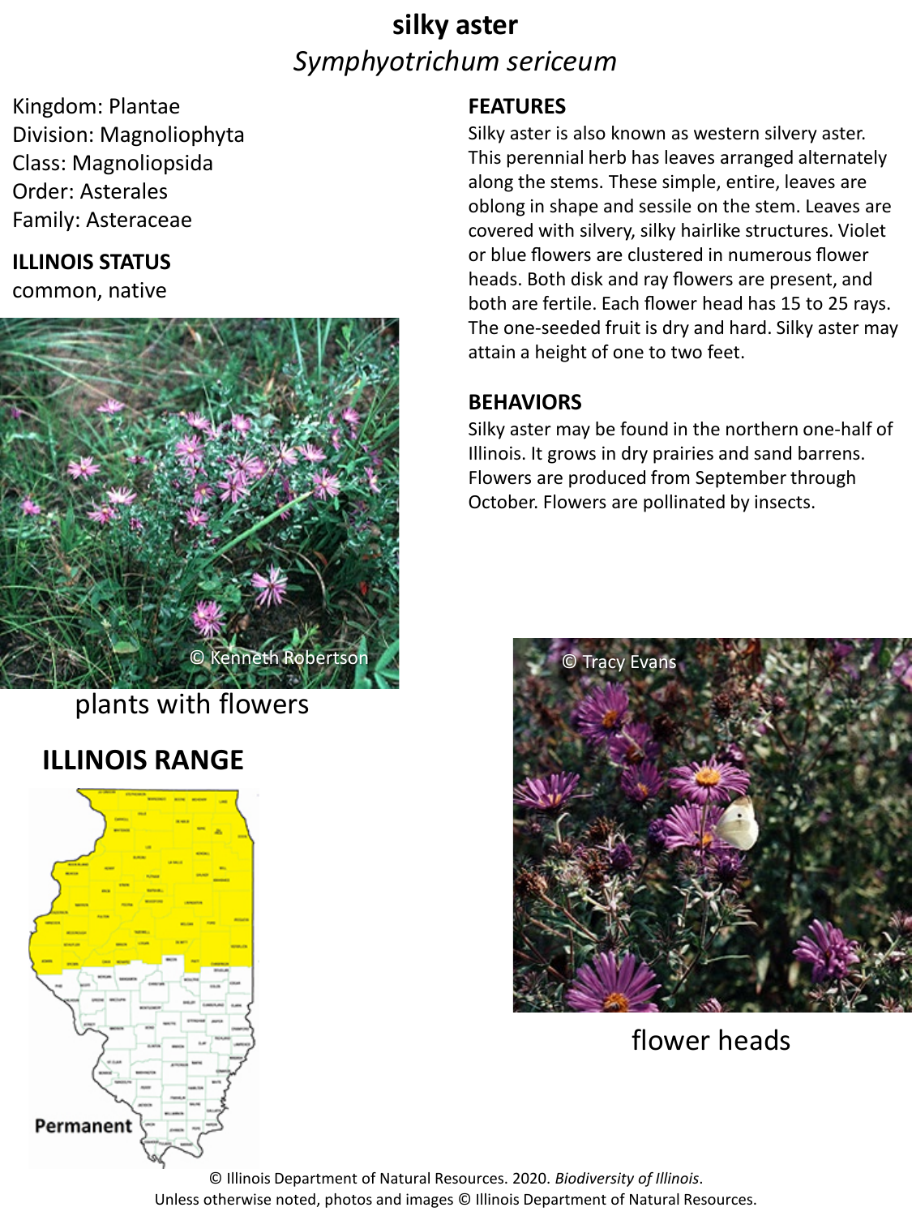# silky aster

## *Symphyotrichum sericeum*

Kingdom: Plantae
Division: Magnoliophyta
Class: Magnoliopsida
Order: Asterales
Family: Asteraceae

**ILLINOIS STATUS**

common, native

**FEATURES**

Silky aster is also known as western silvery aster. This perennial herb has leaves arranged alternately along the stems. These simple, entire, leaves are oblong in shape and sessile on the stem. Leaves are covered with silvery, silky hairlike structures. Violet or blue flowers are clustered in numerous flower heads. Both disk and ray flowers are present, and both are fertile. Each flower head has 15 to 25 rays. The one-seeded fruit is dry and hard. Silky aster may attain a height of one to two feet.

**BEHAVIORS**

Silky aster may be found in the northern one-half of Illinois. It grows in dry prairies and sand barrens. Flowers are produced from September through October. Flowers are pollinated by insects.

© Kenneth Robertson

plants with flowers

**ILLINOIS RANGE**

Permanent

© Tracy Evans

flower heads

© Illinois Department of Natural Resources. 2020. *Biodiversity of Illinois*.
Unless otherwise noted, photos and images © Illinois Department of Natural Resources.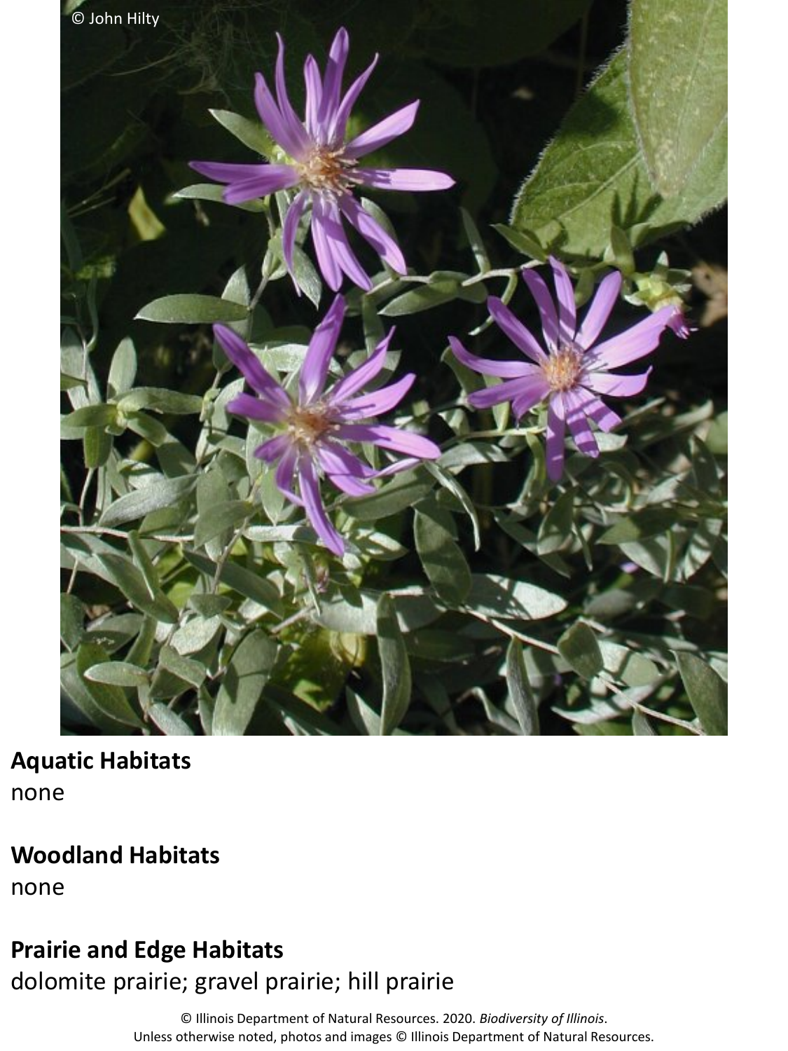**Aquatic Habitats**
none

**Woodland Habitats**
none

**Prairie and Edge Habitats**
dolomite prairie; gravel prairie; hill prairie

© Illinois Department of Natural Resources. 2020. *Biodiversity of Illinois*.
Unless otherwise noted, photos and images © Illinois Department of Natural Resources.